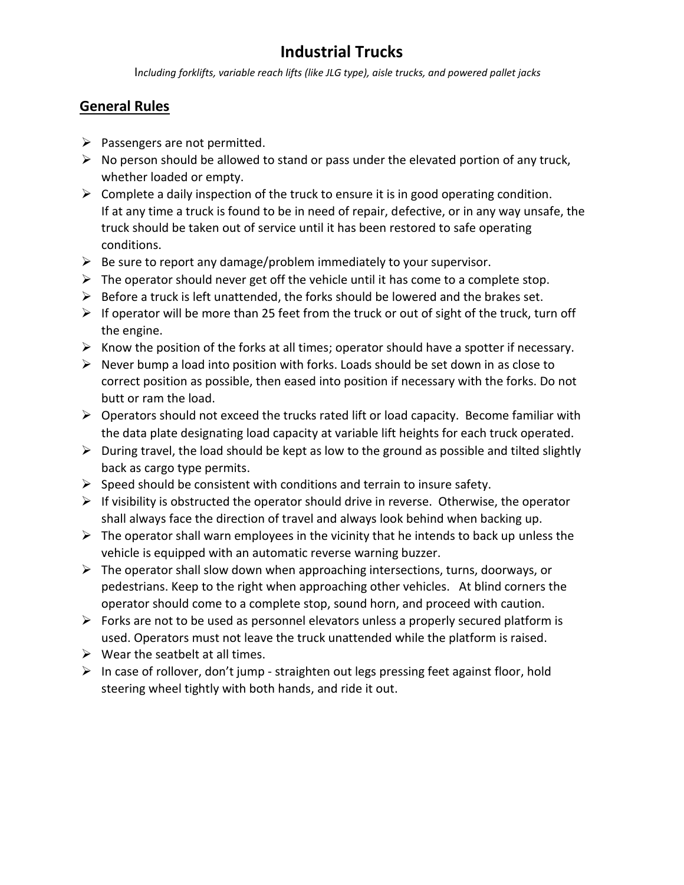# Industrial Trucks

*Including forklifts, variable reach lifts (like JLG type), aisle trucks, and powered pallet jacks*

## General Rules

- Passengers are not permitted.
- No person should be allowed to stand or pass under the elevated portion of any truck, whether loaded or empty.
- Complete a daily inspection of the truck to ensure it is in good operating condition. If at any time a truck is found to be in need of repair, defective, or in any way unsafe, the truck should be taken out of service until it has been restored to safe operating conditions.
- Be sure to report any damage/problem immediately to your supervisor.
- The operator should never get off the vehicle until it has come to a complete stop.
- Before a truck is left unattended, the forks should be lowered and the brakes set.
- If operator will be more than 25 feet from the truck or out of sight of the truck, turn off the engine.
- Know the position of the forks at all times; operator should have a spotter if necessary.
- Never bump a load into position with forks. Loads should be set down in as close to correct position as possible, then eased into position if necessary with the forks. Do not butt or ram the load.
- Operators should not exceed the trucks rated lift or load capacity. Become familiar with the data plate designating load capacity at variable lift heights for each truck operated.
- During travel, the load should be kept as low to the ground as possible and tilted slightly back as cargo type permits.
- Speed should be consistent with conditions and terrain to insure safety.
- If visibility is obstructed the operator should drive in reverse. Otherwise, the operator shall always face the direction of travel and always look behind when backing up.
- The operator shall warn employees in the vicinity that he intends to back up unless the vehicle is equipped with an automatic reverse warning buzzer.
- The operator shall slow down when approaching intersections, turns, doorways, or pedestrians. Keep to the right when approaching other vehicles. At blind corners the operator should come to a complete stop, sound horn, and proceed with caution.
- Forks are not to be used as personnel elevators unless a properly secured platform is used. Operators must not leave the truck unattended while the platform is raised.
- Wear the seatbelt at all times.
- In case of rollover, don't jump - straighten out legs pressing feet against floor, hold steering wheel tightly with both hands, and ride it out.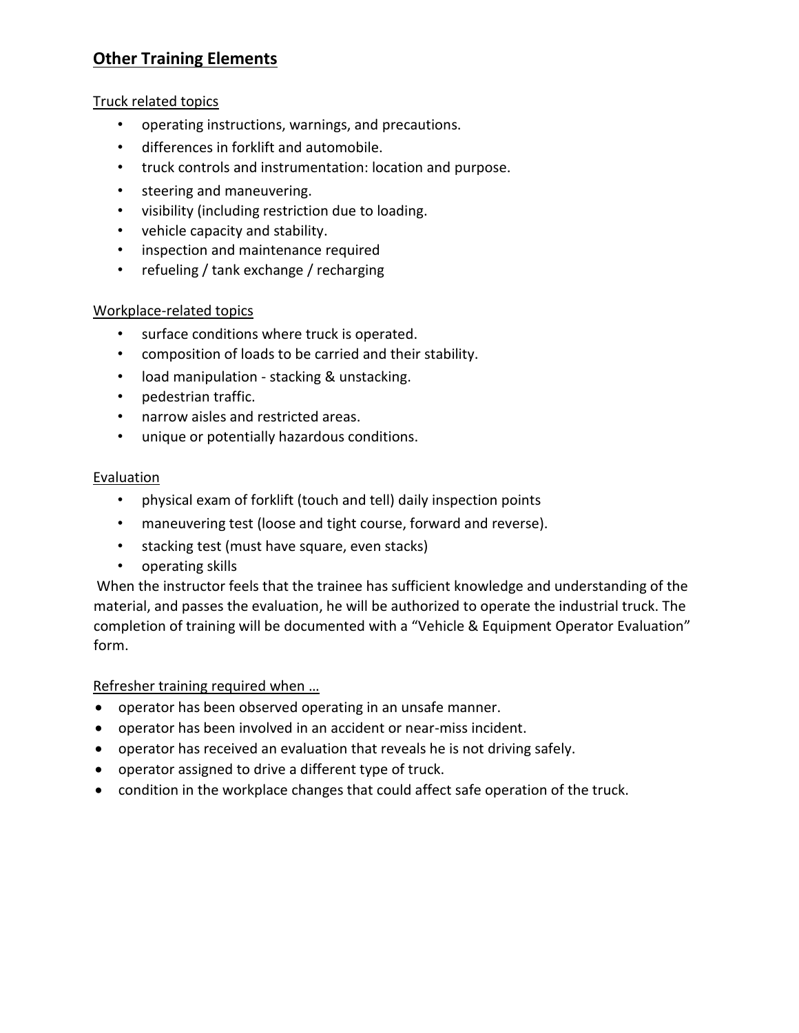## Other Training Elements

Truck related topics

- operating instructions, warnings, and precautions.
- differences in forklift and automobile.
- truck controls and instrumentation: location and purpose.
- steering and maneuvering.
- visibility (including restriction due to loading.
- vehicle capacity and stability.
- inspection and maintenance required
- refueling / tank exchange / recharging

Workplace-related topics

- surface conditions where truck is operated.
- composition of loads to be carried and their stability.
- load manipulation - stacking & unstacking.
- pedestrian traffic.
- narrow aisles and restricted areas.
- unique or potentially hazardous conditions.

Evaluation

- physical exam of forklift (touch and tell) daily inspection points
- maneuvering test (loose and tight course, forward and reverse).
- stacking test (must have square, even stacks)
- operating skills

When the instructor feels that the trainee has sufficient knowledge and understanding of the material, and passes the evaluation, he will be authorized to operate the industrial truck. The completion of training will be documented with a "Vehicle & Equipment Operator Evaluation" form.

Refresher training required when …

- operator has been observed operating in an unsafe manner.
- operator has been involved in an accident or near-miss incident.
- operator has received an evaluation that reveals he is not driving safely.
- operator assigned to drive a different type of truck.
- condition in the workplace changes that could affect safe operation of the truck.